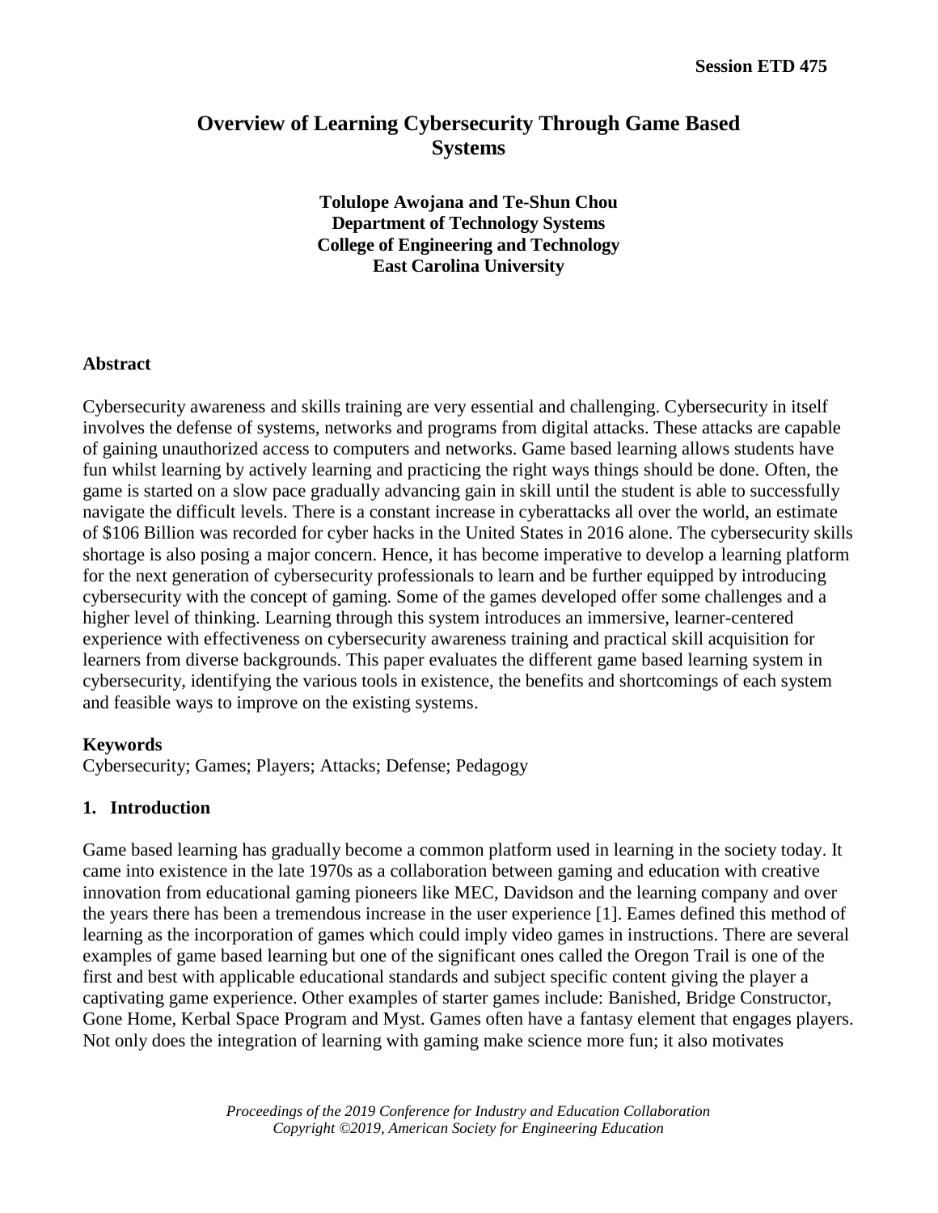# Overview of Learning Cybersecurity Through Game Based Systems

**Tolulope Awojana and Te-Shun Chou**
**Department of Technology Systems**
**College of Engineering and Technology**
**East Carolina University**

## Abstract

Cybersecurity awareness and skills training are very essential and challenging. Cybersecurity in itself involves the defense of systems, networks and programs from digital attacks. These attacks are capable of gaining unauthorized access to computers and networks. Game based learning allows students have fun whilst learning by actively learning and practicing the right ways things should be done. Often, the game is started on a slow pace gradually advancing gain in skill until the student is able to successfully navigate the difficult levels. There is a constant increase in cyberattacks all over the world, an estimate of $106 Billion was recorded for cyber hacks in the United States in 2016 alone. The cybersecurity skills shortage is also posing a major concern. Hence, it has become imperative to develop a learning platform for the next generation of cybersecurity professionals to learn and be further equipped by introducing cybersecurity with the concept of gaming. Some of the games developed offer some challenges and a higher level of thinking. Learning through this system introduces an immersive, learner-centered experience with effectiveness on cybersecurity awareness training and practical skill acquisition for learners from diverse backgrounds. This paper evaluates the different game based learning system in cybersecurity, identifying the various tools in existence, the benefits and shortcomings of each system and feasible ways to improve on the existing systems.

**Keywords**
Cybersecurity; Games; Players; Attacks; Defense; Pedagogy

## 1. Introduction

Game based learning has gradually become a common platform used in learning in the society today. It came into existence in the late 1970s as a collaboration between gaming and education with creative innovation from educational gaming pioneers like MEC, Davidson and the learning company and over the years there has been a tremendous increase in the user experience [1]. Eames defined this method of learning as the incorporation of games which could imply video games in instructions. There are several examples of game based learning but one of the significant ones called the Oregon Trail is one of the first and best with applicable educational standards and subject specific content giving the player a captivating game experience. Other examples of starter games include: Banished, Bridge Constructor, Gone Home, Kerbal Space Program and Myst. Games often have a fantasy element that engages players. Not only does the integration of learning with gaming make science more fun; it also motivates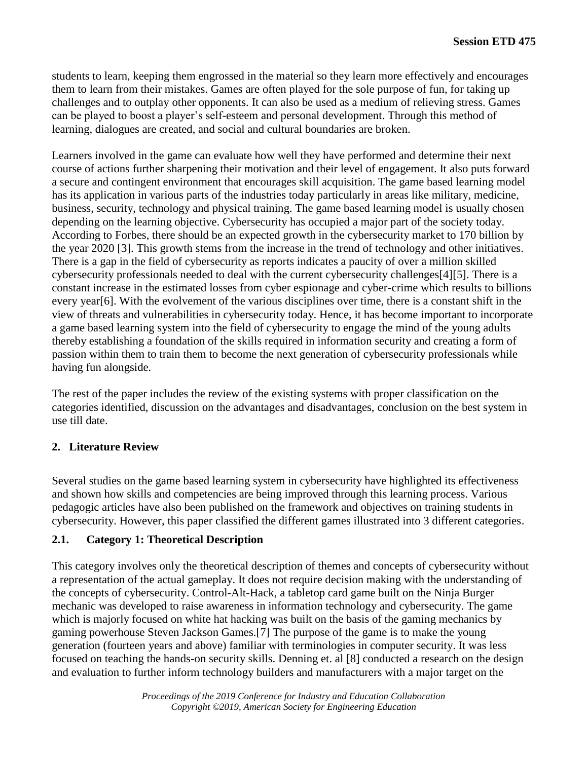students to learn, keeping them engrossed in the material so they learn more effectively and encourages them to learn from their mistakes. Games are often played for the sole purpose of fun, for taking up challenges and to outplay other opponents. It can also be used as a medium of relieving stress. Games can be played to boost a player's self-esteem and personal development. Through this method of learning, dialogues are created, and social and cultural boundaries are broken.

Learners involved in the game can evaluate how well they have performed and determine their next course of actions further sharpening their motivation and their level of engagement. It also puts forward a secure and contingent environment that encourages skill acquisition. The game based learning model has its application in various parts of the industries today particularly in areas like military, medicine, business, security, technology and physical training. The game based learning model is usually chosen depending on the learning objective. Cybersecurity has occupied a major part of the society today. According to Forbes, there should be an expected growth in the cybersecurity market to 170 billion by the year 2020 [3]. This growth stems from the increase in the trend of technology and other initiatives. There is a gap in the field of cybersecurity as reports indicates a paucity of over a million skilled cybersecurity professionals needed to deal with the current cybersecurity challenges[4][5]. There is a constant increase in the estimated losses from cyber espionage and cyber-crime which results to billions every year[6]. With the evolvement of the various disciplines over time, there is a constant shift in the view of threats and vulnerabilities in cybersecurity today. Hence, it has become important to incorporate a game based learning system into the field of cybersecurity to engage the mind of the young adults thereby establishing a foundation of the skills required in information security and creating a form of passion within them to train them to become the next generation of cybersecurity professionals while having fun alongside.

The rest of the paper includes the review of the existing systems with proper classification on the categories identified, discussion on the advantages and disadvantages, conclusion on the best system in use till date.

## 2. Literature Review

Several studies on the game based learning system in cybersecurity have highlighted its effectiveness and shown how skills and competencies are being improved through this learning process. Various pedagogic articles have also been published on the framework and objectives on training students in cybersecurity. However, this paper classified the different games illustrated into 3 different categories.

### 2.1. Category 1: Theoretical Description

This category involves only the theoretical description of themes and concepts of cybersecurity without a representation of the actual gameplay. It does not require decision making with the understanding of the concepts of cybersecurity. Control-Alt-Hack, a tabletop card game built on the Ninja Burger mechanic was developed to raise awareness in information technology and cybersecurity. The game which is majorly focused on white hat hacking was built on the basis of the gaming mechanics by gaming powerhouse Steven Jackson Games.[7] The purpose of the game is to make the young generation (fourteen years and above) familiar with terminologies in computer security. It was less focused on teaching the hands-on security skills. Denning et. al [8] conducted a research on the design and evaluation to further inform technology builders and manufacturers with a major target on the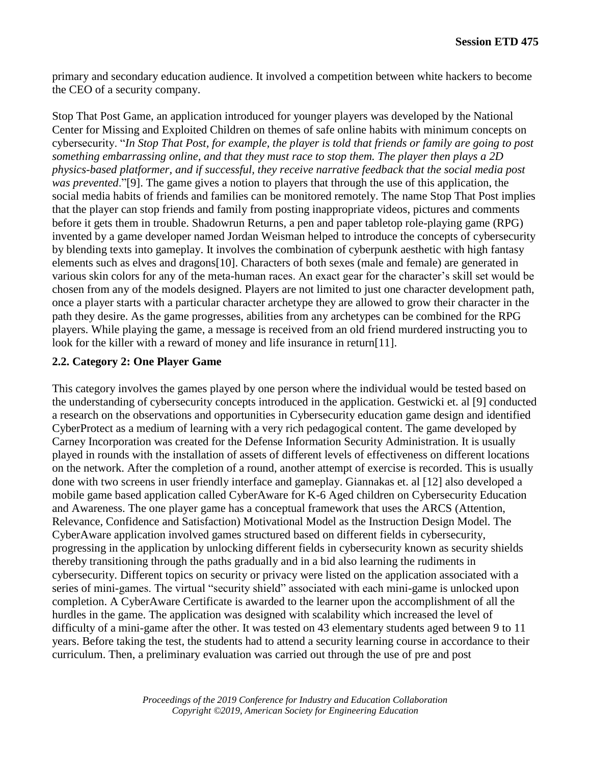primary and secondary education audience. It involved a competition between white hackers to become the CEO of a security company.

Stop That Post Game, an application introduced for younger players was developed by the National Center for Missing and Exploited Children on themes of safe online habits with minimum concepts on cybersecurity. "*In Stop That Post, for example, the player is told that friends or family are going to post something embarrassing online, and that they must race to stop them. The player then plays a 2D physics-based platformer, and if successful, they receive narrative feedback that the social media post was prevented*."[9]. The game gives a notion to players that through the use of this application, the social media habits of friends and families can be monitored remotely. The name Stop That Post implies that the player can stop friends and family from posting inappropriate videos, pictures and comments before it gets them in trouble. Shadowrun Returns, a pen and paper tabletop role-playing game (RPG) invented by a game developer named Jordan Weisman helped to introduce the concepts of cybersecurity by blending texts into gameplay. It involves the combination of cyberpunk aesthetic with high fantasy elements such as elves and dragons[10]. Characters of both sexes (male and female) are generated in various skin colors for any of the meta-human races. An exact gear for the character's skill set would be chosen from any of the models designed. Players are not limited to just one character development path, once a player starts with a particular character archetype they are allowed to grow their character in the path they desire. As the game progresses, abilities from any archetypes can be combined for the RPG players. While playing the game, a message is received from an old friend murdered instructing you to look for the killer with a reward of money and life insurance in return[11].

### 2.2. Category 2: One Player Game

This category involves the games played by one person where the individual would be tested based on the understanding of cybersecurity concepts introduced in the application. Gestwicki et. al [9] conducted a research on the observations and opportunities in Cybersecurity education game design and identified CyberProtect as a medium of learning with a very rich pedagogical content. The game developed by Carney Incorporation was created for the Defense Information Security Administration. It is usually played in rounds with the installation of assets of different levels of effectiveness on different locations on the network. After the completion of a round, another attempt of exercise is recorded. This is usually done with two screens in user friendly interface and gameplay. Giannakas et. al [12] also developed a mobile game based application called CyberAware for K-6 Aged children on Cybersecurity Education and Awareness. The one player game has a conceptual framework that uses the ARCS (Attention, Relevance, Confidence and Satisfaction) Motivational Model as the Instruction Design Model. The CyberAware application involved games structured based on different fields in cybersecurity, progressing in the application by unlocking different fields in cybersecurity known as security shields thereby transitioning through the paths gradually and in a bid also learning the rudiments in cybersecurity. Different topics on security or privacy were listed on the application associated with a series of mini-games. The virtual "security shield" associated with each mini-game is unlocked upon completion. A CyberAware Certificate is awarded to the learner upon the accomplishment of all the hurdles in the game. The application was designed with scalability which increased the level of difficulty of a mini-game after the other. It was tested on 43 elementary students aged between 9 to 11 years. Before taking the test, the students had to attend a security learning course in accordance to their curriculum. Then, a preliminary evaluation was carried out through the use of pre and post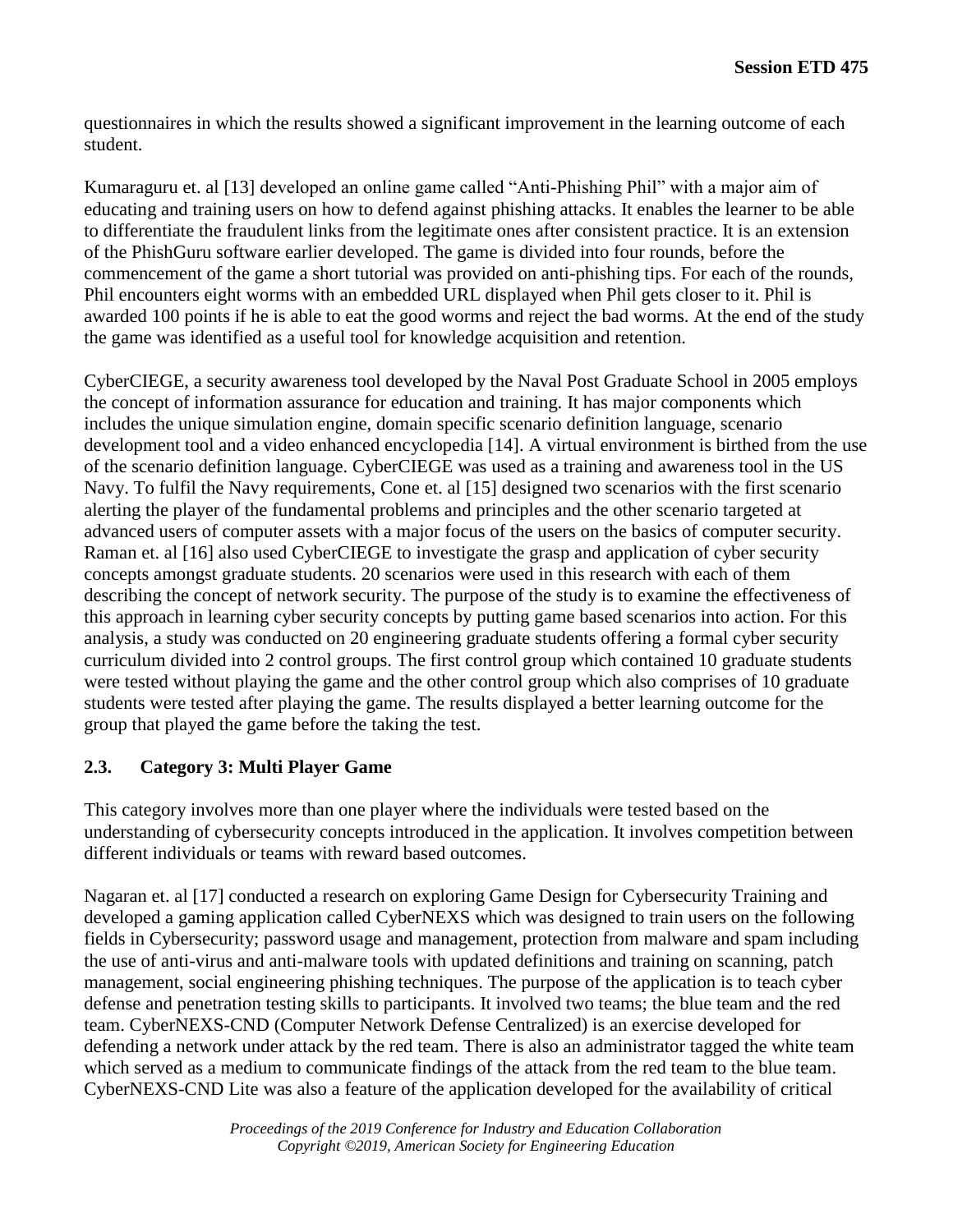questionnaires in which the results showed a significant improvement in the learning outcome of each student.

Kumaraguru et. al [13] developed an online game called "Anti-Phishing Phil" with a major aim of educating and training users on how to defend against phishing attacks. It enables the learner to be able to differentiate the fraudulent links from the legitimate ones after consistent practice. It is an extension of the PhishGuru software earlier developed. The game is divided into four rounds, before the commencement of the game a short tutorial was provided on anti-phishing tips. For each of the rounds, Phil encounters eight worms with an embedded URL displayed when Phil gets closer to it. Phil is awarded 100 points if he is able to eat the good worms and reject the bad worms. At the end of the study the game was identified as a useful tool for knowledge acquisition and retention.

CyberCIEGE, a security awareness tool developed by the Naval Post Graduate School in 2005 employs the concept of information assurance for education and training. It has major components which includes the unique simulation engine, domain specific scenario definition language, scenario development tool and a video enhanced encyclopedia [14]. A virtual environment is birthed from the use of the scenario definition language. CyberCIEGE was used as a training and awareness tool in the US Navy. To fulfil the Navy requirements, Cone et. al [15] designed two scenarios with the first scenario alerting the player of the fundamental problems and principles and the other scenario targeted at advanced users of computer assets with a major focus of the users on the basics of computer security. Raman et. al [16] also used CyberCIEGE to investigate the grasp and application of cyber security concepts amongst graduate students. 20 scenarios were used in this research with each of them describing the concept of network security. The purpose of the study is to examine the effectiveness of this approach in learning cyber security concepts by putting game based scenarios into action. For this analysis, a study was conducted on 20 engineering graduate students offering a formal cyber security curriculum divided into 2 control groups. The first control group which contained 10 graduate students were tested without playing the game and the other control group which also comprises of 10 graduate students were tested after playing the game. The results displayed a better learning outcome for the group that played the game before the taking the test.

### 2.3. Category 3: Multi Player Game

This category involves more than one player where the individuals were tested based on the understanding of cybersecurity concepts introduced in the application. It involves competition between different individuals or teams with reward based outcomes.

Nagaran et. al [17] conducted a research on exploring Game Design for Cybersecurity Training and developed a gaming application called CyberNEXS which was designed to train users on the following fields in Cybersecurity; password usage and management, protection from malware and spam including the use of anti-virus and anti-malware tools with updated definitions and training on scanning, patch management, social engineering phishing techniques. The purpose of the application is to teach cyber defense and penetration testing skills to participants. It involved two teams; the blue team and the red team. CyberNEXS-CND (Computer Network Defense Centralized) is an exercise developed for defending a network under attack by the red team. There is also an administrator tagged the white team which served as a medium to communicate findings of the attack from the red team to the blue team. CyberNEXS-CND Lite was also a feature of the application developed for the availability of critical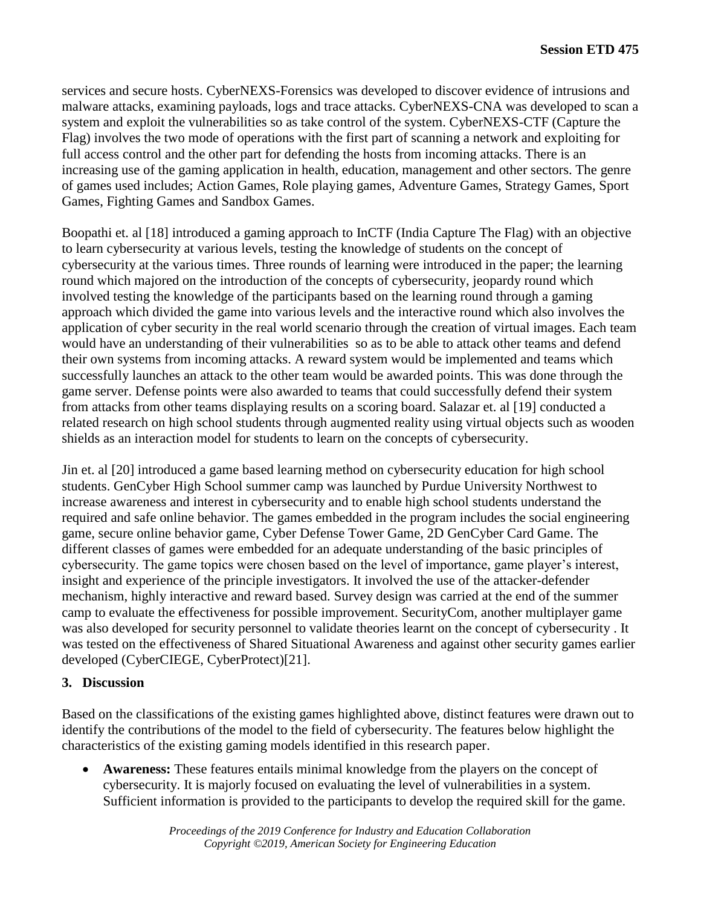services and secure hosts. CyberNEXS-Forensics was developed to discover evidence of intrusions and malware attacks, examining payloads, logs and trace attacks. CyberNEXS-CNA was developed to scan a system and exploit the vulnerabilities so as take control of the system. CyberNEXS-CTF (Capture the Flag) involves the two mode of operations with the first part of scanning a network and exploiting for full access control and the other part for defending the hosts from incoming attacks. There is an increasing use of the gaming application in health, education, management and other sectors. The genre of games used includes; Action Games, Role playing games, Adventure Games, Strategy Games, Sport Games, Fighting Games and Sandbox Games.

Boopathi et. al [18] introduced a gaming approach to InCTF (India Capture The Flag) with an objective to learn cybersecurity at various levels, testing the knowledge of students on the concept of cybersecurity at the various times. Three rounds of learning were introduced in the paper; the learning round which majored on the introduction of the concepts of cybersecurity, jeopardy round which involved testing the knowledge of the participants based on the learning round through a gaming approach which divided the game into various levels and the interactive round which also involves the application of cyber security in the real world scenario through the creation of virtual images. Each team would have an understanding of their vulnerabilities so as to be able to attack other teams and defend their own systems from incoming attacks. A reward system would be implemented and teams which successfully launches an attack to the other team would be awarded points. This was done through the game server. Defense points were also awarded to teams that could successfully defend their system from attacks from other teams displaying results on a scoring board. Salazar et. al [19] conducted a related research on high school students through augmented reality using virtual objects such as wooden shields as an interaction model for students to learn on the concepts of cybersecurity.

Jin et. al [20] introduced a game based learning method on cybersecurity education for high school students. GenCyber High School summer camp was launched by Purdue University Northwest to increase awareness and interest in cybersecurity and to enable high school students understand the required and safe online behavior. The games embedded in the program includes the social engineering game, secure online behavior game, Cyber Defense Tower Game, 2D GenCyber Card Game. The different classes of games were embedded for an adequate understanding of the basic principles of cybersecurity. The game topics were chosen based on the level of importance, game player's interest, insight and experience of the principle investigators. It involved the use of the attacker-defender mechanism, highly interactive and reward based. Survey design was carried at the end of the summer camp to evaluate the effectiveness for possible improvement. SecurityCom, another multiplayer game was also developed for security personnel to validate theories learnt on the concept of cybersecurity . It was tested on the effectiveness of Shared Situational Awareness and against other security games earlier developed (CyberCIEGE, CyberProtect)[21].

## 3. Discussion

Based on the classifications of the existing games highlighted above, distinct features were drawn out to identify the contributions of the model to the field of cybersecurity. The features below highlight the characteristics of the existing gaming models identified in this research paper.

- **Awareness:** These features entails minimal knowledge from the players on the concept of cybersecurity. It is majorly focused on evaluating the level of vulnerabilities in a system. Sufficient information is provided to the participants to develop the required skill for the game.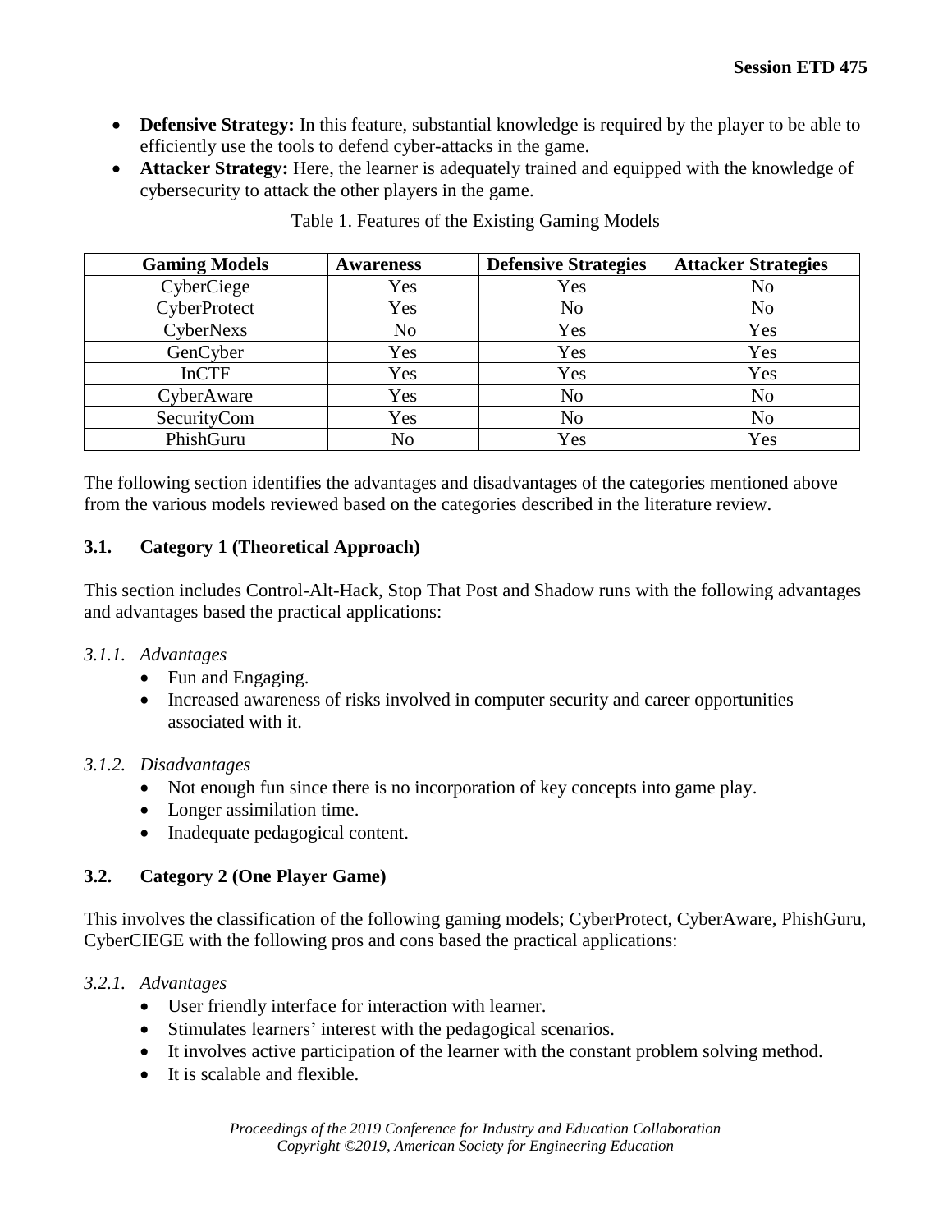- **Defensive Strategy:** In this feature, substantial knowledge is required by the player to be able to efficiently use the tools to defend cyber-attacks in the game.
- **Attacker Strategy:** Here, the learner is adequately trained and equipped with the knowledge of cybersecurity to attack the other players in the game.

Table 1. Features of the Existing Gaming Models

| Gaming Models | Awareness | Defensive Strategies | Attacker Strategies |
|---|---|---|---|
| CyberCiege | Yes | Yes | No |
| CyberProtect | Yes | No | No |
| CyberNexs | No | Yes | Yes |
| GenCyber | Yes | Yes | Yes |
| InCTF | Yes | Yes | Yes |
| CyberAware | Yes | No | No |
| SecurityCom | Yes | No | No |
| PhishGuru | No | Yes | Yes |

The following section identifies the advantages and disadvantages of the categories mentioned above from the various models reviewed based on the categories described in the literature review.

### 3.1. Category 1 (Theoretical Approach)

This section includes Control-Alt-Hack, Stop That Post and Shadow runs with the following advantages and advantages based the practical applications:

#### *3.1.1. Advantages*

- Fun and Engaging.
- Increased awareness of risks involved in computer security and career opportunities associated with it.

#### *3.1.2. Disadvantages*

- Not enough fun since there is no incorporation of key concepts into game play.
- Longer assimilation time.
- Inadequate pedagogical content.

### 3.2. Category 2 (One Player Game)

This involves the classification of the following gaming models; CyberProtect, CyberAware, PhishGuru, CyberCIEGE with the following pros and cons based the practical applications:

#### *3.2.1. Advantages*

- User friendly interface for interaction with learner.
- Stimulates learners' interest with the pedagogical scenarios.
- It involves active participation of the learner with the constant problem solving method.
- It is scalable and flexible.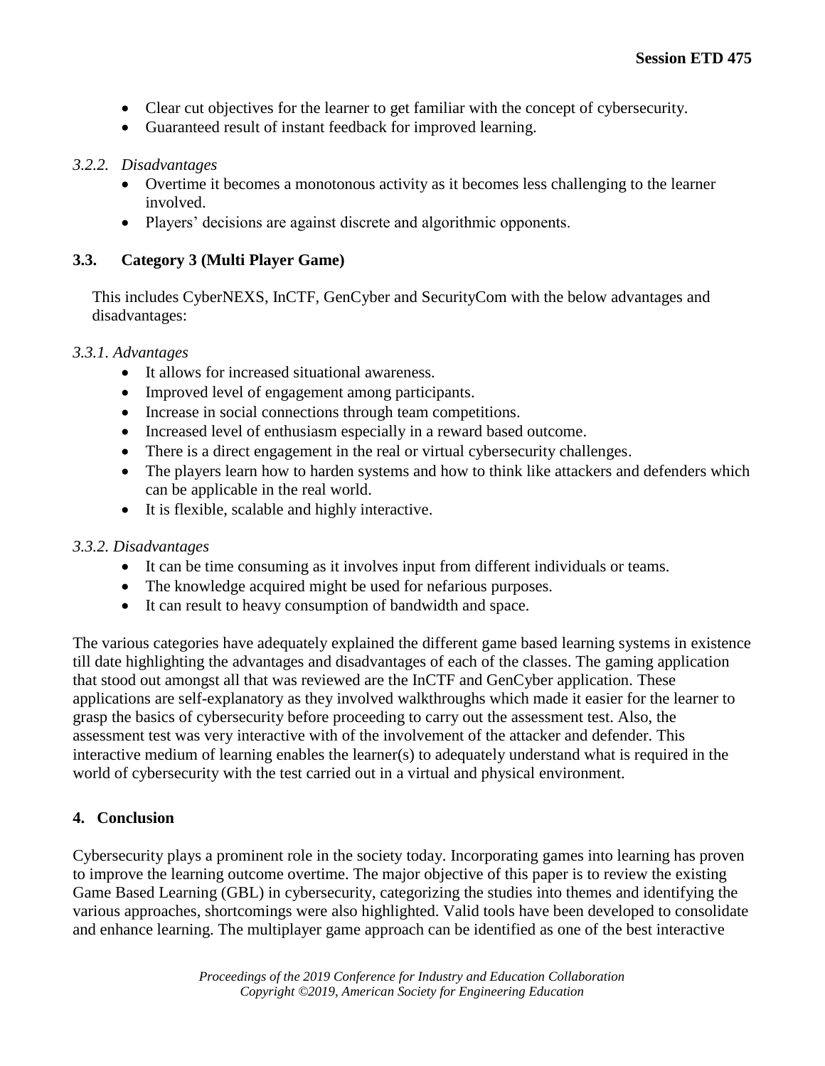- Clear cut objectives for the learner to get familiar with the concept of cybersecurity.
- Guaranteed result of instant feedback for improved learning.

*3.2.2. Disadvantages*

- Overtime it becomes a monotonous activity as it becomes less challenging to the learner involved.
- Players' decisions are against discrete and algorithmic opponents.

### 3.3. Category 3 (Multi Player Game)

This includes CyberNEXS, InCTF, GenCyber and SecurityCom with the below advantages and disadvantages:

*3.3.1. Advantages*

- It allows for increased situational awareness.
- Improved level of engagement among participants.
- Increase in social connections through team competitions.
- Increased level of enthusiasm especially in a reward based outcome.
- There is a direct engagement in the real or virtual cybersecurity challenges.
- The players learn how to harden systems and how to think like attackers and defenders which can be applicable in the real world.
- It is flexible, scalable and highly interactive.

*3.3.2. Disadvantages*

- It can be time consuming as it involves input from different individuals or teams.
- The knowledge acquired might be used for nefarious purposes.
- It can result to heavy consumption of bandwidth and space.

The various categories have adequately explained the different game based learning systems in existence till date highlighting the advantages and disadvantages of each of the classes. The gaming application that stood out amongst all that was reviewed are the InCTF and GenCyber application. These applications are self-explanatory as they involved walkthroughs which made it easier for the learner to grasp the basics of cybersecurity before proceeding to carry out the assessment test. Also, the assessment test was very interactive with of the involvement of the attacker and defender. This interactive medium of learning enables the learner(s) to adequately understand what is required in the world of cybersecurity with the test carried out in a virtual and physical environment.

## 4. Conclusion

Cybersecurity plays a prominent role in the society today. Incorporating games into learning has proven to improve the learning outcome overtime. The major objective of this paper is to review the existing Game Based Learning (GBL) in cybersecurity, categorizing the studies into themes and identifying the various approaches, shortcomings were also highlighted. Valid tools have been developed to consolidate and enhance learning. The multiplayer game approach can be identified as one of the best interactive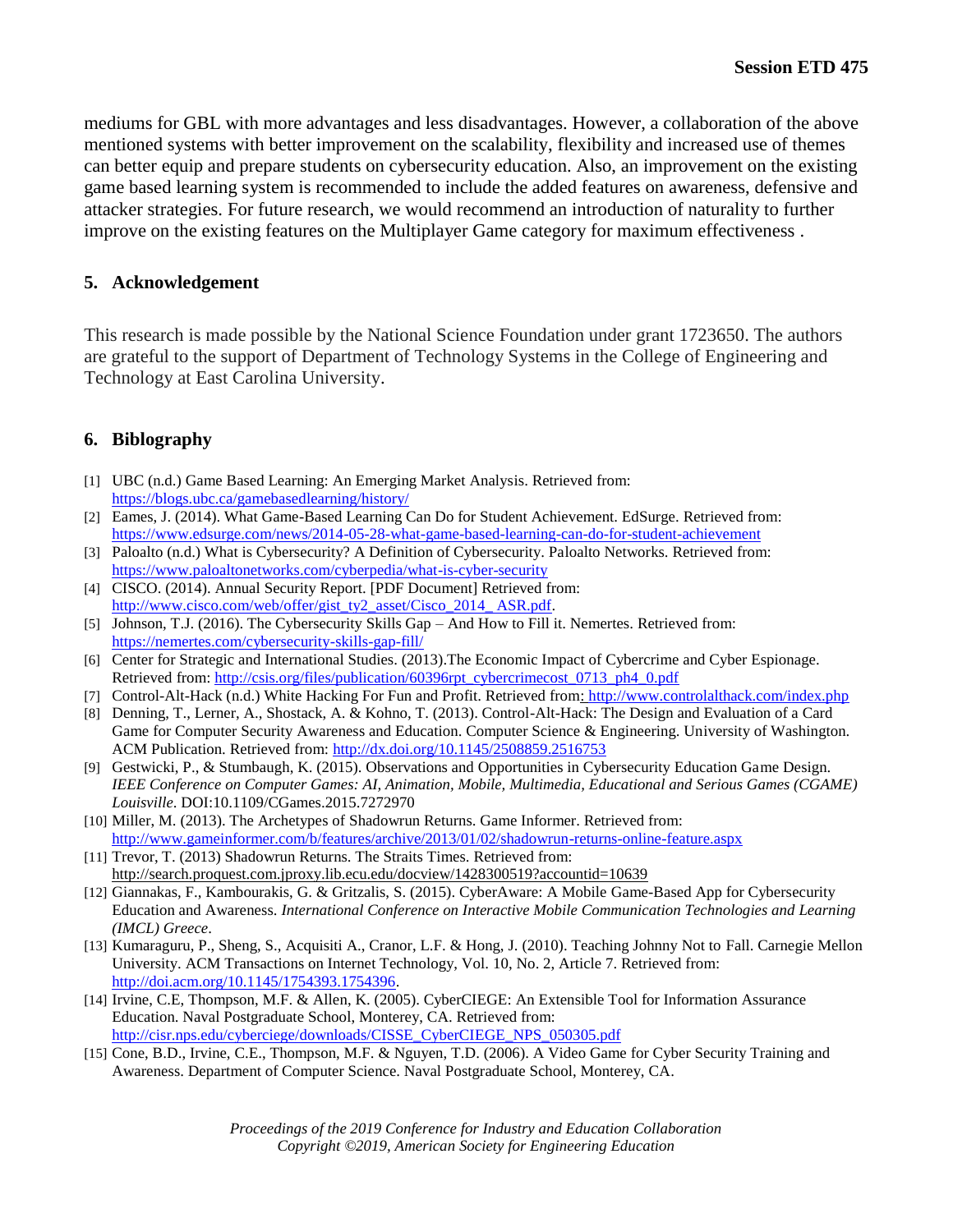mediums for GBL with more advantages and less disadvantages. However, a collaboration of the above mentioned systems with better improvement on the scalability, flexibility and increased use of themes can better equip and prepare students on cybersecurity education. Also, an improvement on the existing game based learning system is recommended to include the added features on awareness, defensive and attacker strategies. For future research, we would recommend an introduction of naturality to further improve on the existing features on the Multiplayer Game category for maximum effectiveness .

## 5. Acknowledgement

This research is made possible by the National Science Foundation under grant 1723650. The authors are grateful to the support of Department of Technology Systems in the College of Engineering and Technology at East Carolina University.

## 6. Bibliography

[1] UBC (n.d.) Game Based Learning: An Emerging Market Analysis. Retrieved from: https://blogs.ubc.ca/gamebasedlearning/history/

[2] Eames, J. (2014). What Game-Based Learning Can Do for Student Achievement. EdSurge. Retrieved from: https://www.edsurge.com/news/2014-05-28-what-game-based-learning-can-do-for-student-achievement

[3] Paloalto (n.d.) What is Cybersecurity? A Definition of Cybersecurity. Paloalto Networks. Retrieved from: https://www.paloaltonetworks.com/cyberpedia/what-is-cyber-security

[4] CISCO. (2014). Annual Security Report. [PDF Document] Retrieved from: http://www.cisco.com/web/offer/gist_ty2_asset/Cisco_2014_ ASR.pdf.

[5] Johnson, T.J. (2016). The Cybersecurity Skills Gap – And How to Fill it. Nemertes. Retrieved from: https://nemertes.com/cybersecurity-skills-gap-fill/

[6] Center for Strategic and International Studies. (2013).The Economic Impact of Cybercrime and Cyber Espionage. Retrieved from: http://csis.org/files/publication/60396rpt_cybercrimecost_0713_ph4_0.pdf

[7] Control-Alt-Hack (n.d.) White Hacking For Fun and Profit. Retrieved from: http://www.controlalthack.com/index.php

[8] Denning, T., Lerner, A., Shostack, A. & Kohno, T. (2013). Control-Alt-Hack: The Design and Evaluation of a Card Game for Computer Security Awareness and Education. Computer Science & Engineering. University of Washington. ACM Publication. Retrieved from: http://dx.doi.org/10.1145/2508859.2516753

[9] Gestwicki, P., & Stumbaugh, K. (2015). Observations and Opportunities in Cybersecurity Education Game Design. *IEEE Conference on Computer Games: AI, Animation, Mobile, Multimedia, Educational and Serious Games (CGAME) Louisville*. DOI:10.1109/CGames.2015.7272970

[10] Miller, M. (2013). The Archetypes of Shadowrun Returns. Game Informer. Retrieved from: http://www.gameinformer.com/b/features/archive/2013/01/02/shadowrun-returns-online-feature.aspx

[11] Trevor, T. (2013) Shadowrun Returns. The Straits Times. Retrieved from: http://search.proquest.com.jproxy.lib.ecu.edu/docview/1428300519?accountid=10639

[12] Giannakas, F., Kambourakis, G. & Gritzalis, S. (2015). CyberAware: A Mobile Game-Based App for Cybersecurity Education and Awareness. *International Conference on Interactive Mobile Communication Technologies and Learning (IMCL) Greece*.

[13] Kumaraguru, P., Sheng, S., Acquisiti A., Cranor, L.F. & Hong, J. (2010). Teaching Johnny Not to Fall. Carnegie Mellon University. ACM Transactions on Internet Technology, Vol. 10, No. 2, Article 7. Retrieved from: http://doi.acm.org/10.1145/1754393.1754396.

[14] Irvine, C.E, Thompson, M.F. & Allen, K. (2005). CyberCIEGE: An Extensible Tool for Information Assurance Education. Naval Postgraduate School, Monterey, CA. Retrieved from: http://cisr.nps.edu/cyberciege/downloads/CISSE_CyberCIEGE_NPS_050305.pdf

[15] Cone, B.D., Irvine, C.E., Thompson, M.F. & Nguyen, T.D. (2006). A Video Game for Cyber Security Training and Awareness. Department of Computer Science. Naval Postgraduate School, Monterey, CA.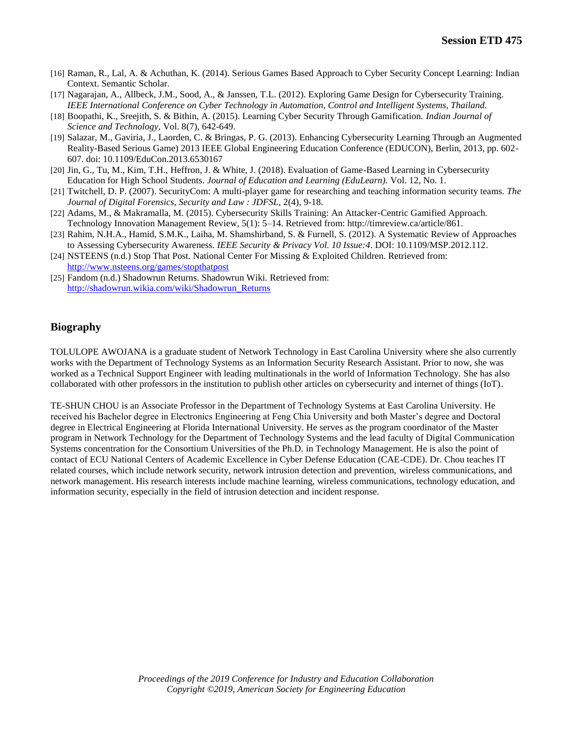[16] Raman, R., Lal, A. & Achuthan, K. (2014). Serious Games Based Approach to Cyber Security Concept Learning: Indian Context. Semantic Scholar.

[17] Nagarajan, A., Allbeck, J.M., Sood, A., & Janssen, T.L. (2012). Exploring Game Design for Cybersecurity Training. *IEEE International Conference on Cyber Technology in Automation, Control and Intelligent Systems, Thailand.*

[18] Boopathi, K., Sreejith, S. & Bithin, A. (2015). Learning Cyber Security Through Gamification. *Indian Journal of Science and Technology,* Vol. 8(7), 642-649.

[19] Salazar, M., Gaviria, J., Laorden, C. & Bringas, P. G. (2013). Enhancing Cybersecurity Learning Through an Augmented Reality-Based Serious Game) 2013 IEEE Global Engineering Education Conference (EDUCON), Berlin, 2013, pp. 602-607. doi: 10.1109/EduCon.2013.6530167

[20] Jin, G., Tu, M., Kim, T.H., Heffron, J. & White, J. (2018). Evaluation of Game-Based Learning in Cybersecurity Education for High School Students. *Journal of Education and Learning (EduLearn).* Vol. 12, No. 1.

[21] Twitchell, D. P. (2007). SecurityCom: A multi-player game for researching and teaching information security teams. *The Journal of Digital Forensics, Security and Law : JDFSL,* 2(4), 9-18.

[22] Adams, M., & Makramalla, M. (2015). Cybersecurity Skills Training: An Attacker-Centric Gamified Approach. Technology Innovation Management Review, 5(1): 5–14. Retrieved from: http://timreview.ca/article/861.

[23] Rahim, N.H.A., Hamid, S.M.K., Laiha, M. Shamshirband, S. & Furnell, S. (2012). A Systematic Review of Approaches to Assessing Cybersecurity Awareness. *IEEE Security & Privacy Vol. 10 Issue:4*. DOI: 10.1109/MSP.2012.112.

[24] NSTEENS (n.d.) Stop That Post. National Center For Missing & Exploited Children. Retrieved from: http://www.nsteens.org/games/stopthatpost

[25] Fandom (n.d.) Shadowrun Returns. Shadowrun Wiki. Retrieved from: http://shadowrun.wikia.com/wiki/Shadowrun_Returns

## Biography

TOLULOPE AWOJANA is a graduate student of Network Technology in East Carolina University where she also currently works with the Department of Technology Systems as an Information Security Research Assistant. Prior to now, she was worked as a Technical Support Engineer with leading multinationals in the world of Information Technology. She has also collaborated with other professors in the institution to publish other articles on cybersecurity and internet of things (IoT).

TE-SHUN CHOU is an Associate Professor in the Department of Technology Systems at East Carolina University. He received his Bachelor degree in Electronics Engineering at Feng Chia University and both Master's degree and Doctoral degree in Electrical Engineering at Florida International University. He serves as the program coordinator of the Master program in Network Technology for the Department of Technology Systems and the lead faculty of Digital Communication Systems concentration for the Consortium Universities of the Ph.D. in Technology Management. He is also the point of contact of ECU National Centers of Academic Excellence in Cyber Defense Education (CAE-CDE). Dr. Chou teaches IT related courses, which include network security, network intrusion detection and prevention, wireless communications, and network management. His research interests include machine learning, wireless communications, technology education, and information security, especially in the field of intrusion detection and incident response.